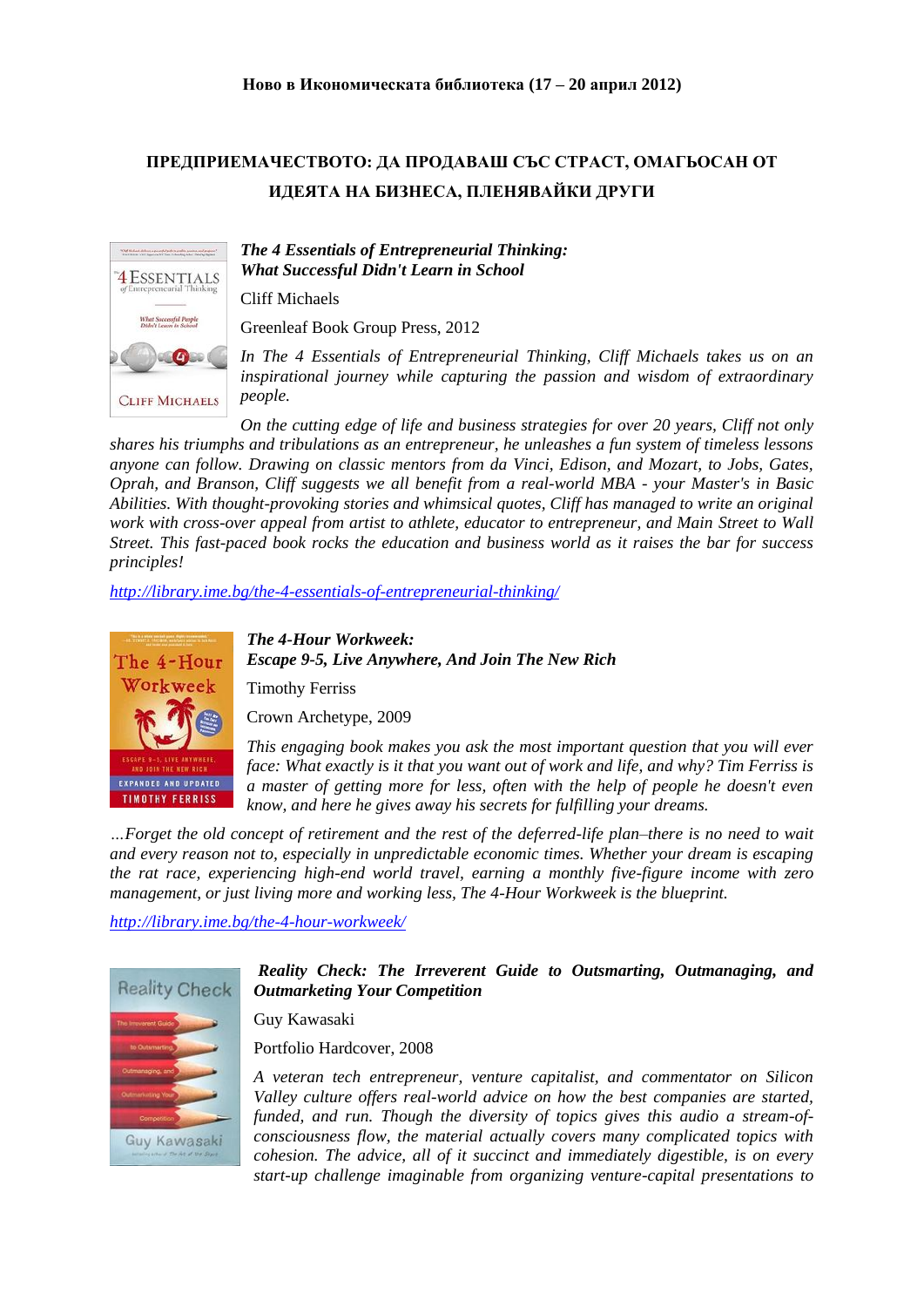**Ново в Икономическата библиотека (17 – 20 април 2012)**

## ПРЕДПРИЕМАЧЕСТВОТО: ДА ПРОДАВАШ СЪС СТРАСТ, ОМАГЬОСАН ОТ ИДЕЯТА НА БИЗНЕСА, ПЛЕНЯВАЙКИ ДРУГИ

***The 4 Essentials of Entrepreneurial Thinking: What Successful Didn't Learn in School***

Cliff Michaels

Greenleaf Book Group Press, 2012

*In The 4 Essentials of Entrepreneurial Thinking, Cliff Michaels takes us on an inspirational journey while capturing the passion and wisdom of extraordinary people.*

*On the cutting edge of life and business strategies for over 20 years, Cliff not only shares his triumphs and tribulations as an entrepreneur, he unleashes a fun system of timeless lessons anyone can follow. Drawing on classic mentors from da Vinci, Edison, and Mozart, to Jobs, Gates, Oprah, and Branson, Cliff suggests we all benefit from a real-world MBA - your Master's in Basic Abilities. With thought-provoking stories and whimsical quotes, Cliff has managed to write an original work with cross-over appeal from artist to athlete, educator to entrepreneur, and Main Street to Wall Street. This fast-paced book rocks the education and business world as it raises the bar for success principles!*

http://library.ime.bg/the-4-essentials-of-entrepreneurial-thinking/

***The 4-Hour Workweek: Escape 9-5, Live Anywhere, And Join The New Rich***

Timothy Ferriss

Crown Archetype, 2009

*This engaging book makes you ask the most important question that you will ever face: What exactly is it that you want out of work and life, and why? Tim Ferriss is a master of getting more for less, often with the help of people he doesn't even know, and here he gives away his secrets for fulfilling your dreams.*

*…Forget the old concept of retirement and the rest of the deferred-life plan–there is no need to wait and every reason not to, especially in unpredictable economic times. Whether your dream is escaping the rat race, experiencing high-end world travel, earning a monthly five-figure income with zero management, or just living more and working less, The 4-Hour Workweek is the blueprint.*

http://library.ime.bg/the-4-hour-workweek/

***Reality Check: The Irreverent Guide to Outsmarting, Outmanaging, and Outmarketing Your Competition***

Guy Kawasaki

Portfolio Hardcover, 2008

*A veteran tech entrepreneur, venture capitalist, and commentator on Silicon Valley culture offers real-world advice on how the best companies are started, funded, and run. Though the diversity of topics gives this audio a stream-of-consciousness flow, the material actually covers many complicated topics with cohesion. The advice, all of it succinct and immediately digestible, is on every start-up challenge imaginable from organizing venture-capital presentations to*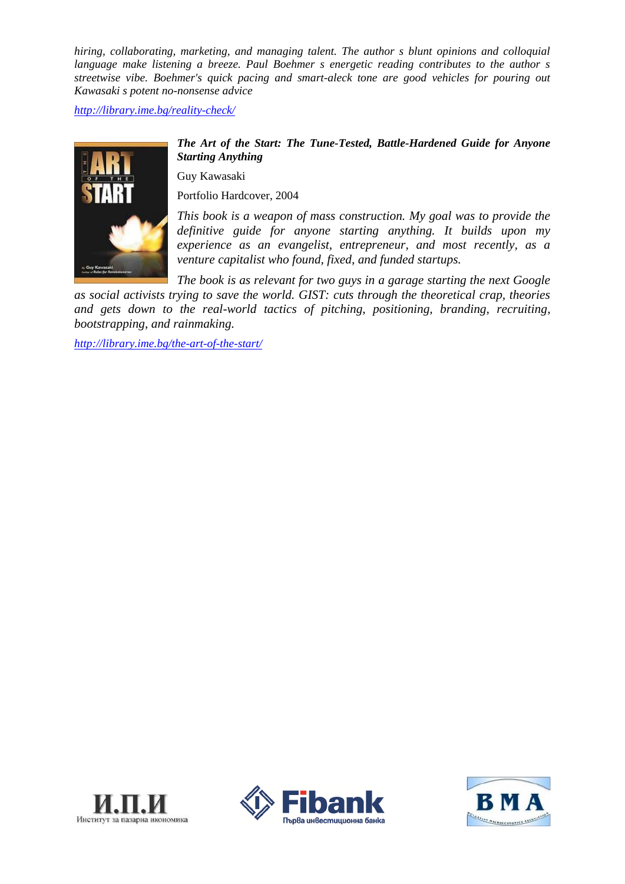*hiring, collaborating, marketing, and managing talent. The author s blunt opinions and colloquial language make listening a breeze. Paul Boehmer s energetic reading contributes to the author s streetwise vibe. Boehmer's quick pacing and smart-aleck tone are good vehicles for pouring out Kawasaki s potent no-nonsense advice*

http://library.ime.bg/reality-check/

***The Art of the Start: The Tune-Tested, Battle-Hardened Guide for Anyone Starting Anything***

Guy Kawasaki

Portfolio Hardcover, 2004

*This book is a weapon of mass construction. My goal was to provide the definitive guide for anyone starting anything. It builds upon my experience as an evangelist, entrepreneur, and most recently, as a venture capitalist who found, fixed, and funded startups.*

*The book is as relevant for two guys in a garage starting the next Google as social activists trying to save the world. GIST: cuts through the theoretical crap, theories and gets down to the real-world tactics of pitching, positioning, branding, recruiting, bootstrapping, and rainmaking.*

http://library.ime.bg/the-art-of-the-start/